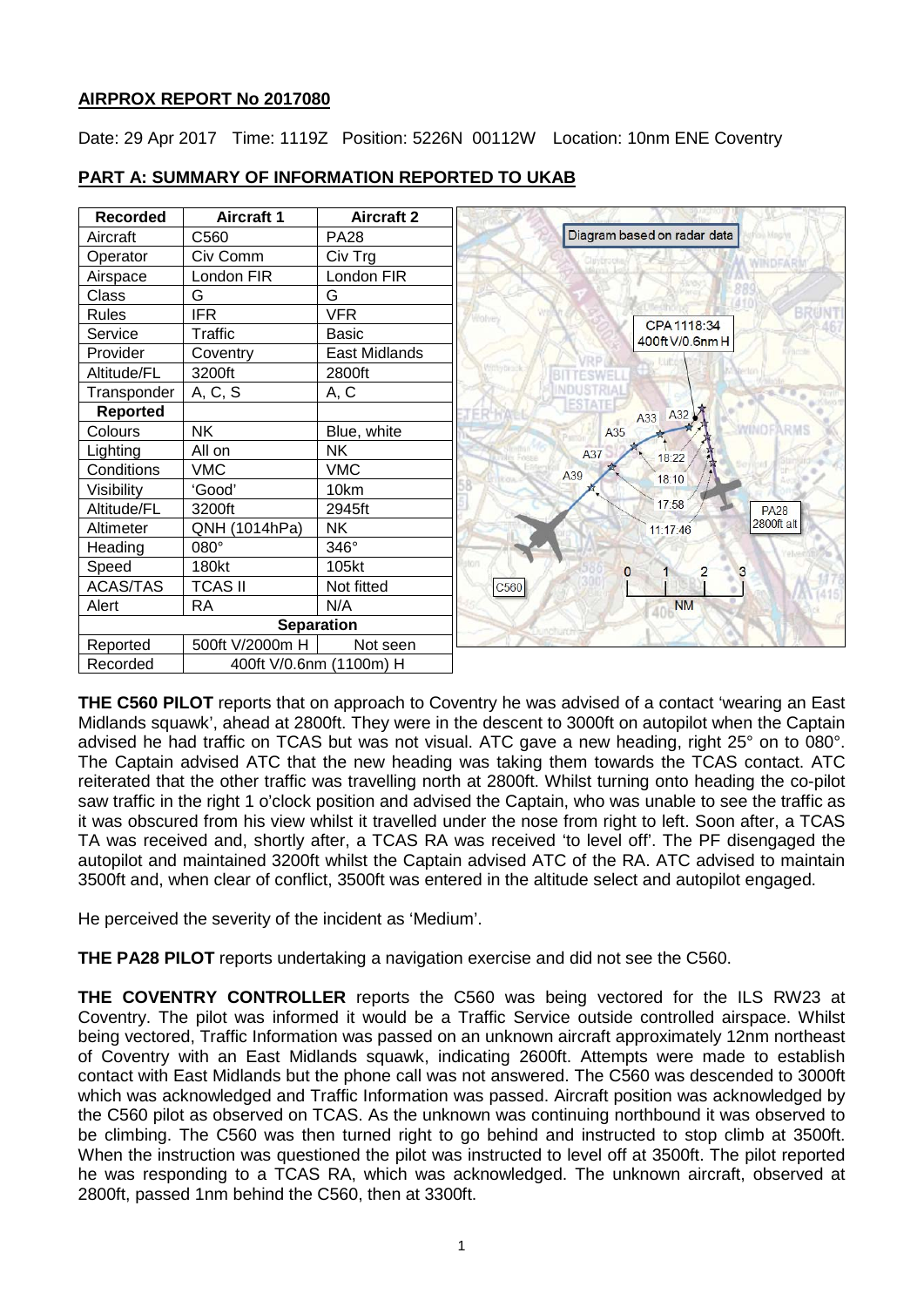## AIRPROX REPORT No 2017080

Date: 29 Apr 2017 Time: 1119Z Position: 5226N 00112W Location: 10nm ENE Coventry

## PART A: SUMMARY OF INFORMATION REPORTED TO UKAB

| Recorded | Aircraft 1 | Aircraft 2 |
|---|---|---|
| Aircraft | C560 | PA28 |
| Operator | Civ Comm | Civ Trg |
| Airspace | London FIR | London FIR |
| Class | G | G |
| Rules | IFR | VFR |
| Service | Traffic | Basic |
| Provider | Coventry | East Midlands |
| Altitude/FL | 3200ft | 2800ft |
| Transponder | A, C, S | A, C |
| **Reported** | | |
| Colours | NK | Blue, white |
| Lighting | All on | NK |
| Conditions | VMC | VMC |
| Visibility | 'Good' | 10km |
| Altitude/FL | 3200ft | 2945ft |
| Altimeter | QNH (1014hPa) | NK |
| Heading | 080° | 346° |
| Speed | 180kt | 105kt |
| ACAS/TAS | TCAS II | Not fitted |
| Alert | RA | N/A |
| **Separation** | | |
| Reported | 500ft V/2000m H | Not seen |
| Recorded | 400ft V/0.6nm (1100m) H | |

Diagram based on radar data

CPA 1118:34
400ft V/0.6nm H

**THE C560 PILOT** reports that on approach to Coventry he was advised of a contact 'wearing an East Midlands squawk', ahead at 2800ft. They were in the descent to 3000ft on autopilot when the Captain advised he had traffic on TCAS but was not visual. ATC gave a new heading, right 25° on to 080°. The Captain advised ATC that the new heading was taking them towards the TCAS contact. ATC reiterated that the other traffic was travelling north at 2800ft. Whilst turning onto heading the co-pilot saw traffic in the right 1 o'clock position and advised the Captain, who was unable to see the traffic as it was obscured from his view whilst it travelled under the nose from right to left. Soon after, a TCAS TA was received and, shortly after, a TCAS RA was received 'to level off'. The PF disengaged the autopilot and maintained 3200ft whilst the Captain advised ATC of the RA. ATC advised to maintain 3500ft and, when clear of conflict, 3500ft was entered in the altitude select and autopilot engaged.

He perceived the severity of the incident as 'Medium'.

**THE PA28 PILOT** reports undertaking a navigation exercise and did not see the C560.

**THE COVENTRY CONTROLLER** reports the C560 was being vectored for the ILS RW23 at Coventry. The pilot was informed it would be a Traffic Service outside controlled airspace. Whilst being vectored, Traffic Information was passed on an unknown aircraft approximately 12nm northeast of Coventry with an East Midlands squawk, indicating 2600ft. Attempts were made to establish contact with East Midlands but the phone call was not answered. The C560 was descended to 3000ft which was acknowledged and Traffic Information was passed. Aircraft position was acknowledged by the C560 pilot as observed on TCAS. As the unknown was continuing northbound it was observed to be climbing. The C560 was then turned right to go behind and instructed to stop climb at 3500ft. When the instruction was questioned the pilot was instructed to level off at 3500ft. The pilot reported he was responding to a TCAS RA, which was acknowledged. The unknown aircraft, observed at 2800ft, passed 1nm behind the C560, then at 3300ft.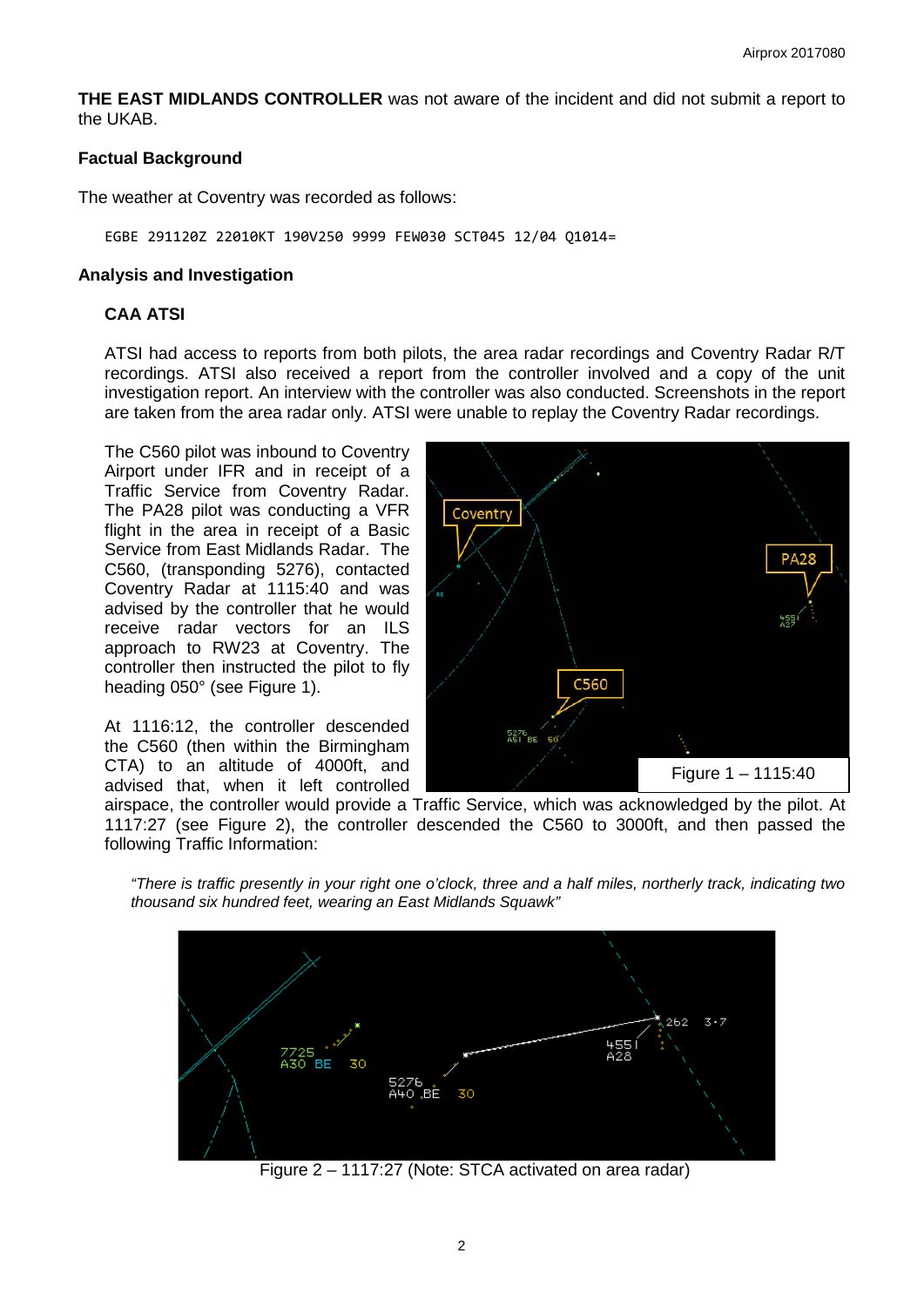**THE EAST MIDLANDS CONTROLLER** was not aware of the incident and did not submit a report to the UKAB.

### Factual Background

The weather at Coventry was recorded as follows:

```
EGBE 291120Z 22010KT 190V250 9999 FEW030 SCT045 12/04 Q1014=
```

### Analysis and Investigation

#### CAA ATSI

ATSI had access to reports from both pilots, the area radar recordings and Coventry Radar R/T recordings. ATSI also received a report from the controller involved and a copy of the unit investigation report. An interview with the controller was also conducted. Screenshots in the report are taken from the area radar only. ATSI were unable to replay the Coventry Radar recordings.

The C560 pilot was inbound to Coventry Airport under IFR and in receipt of a Traffic Service from Coventry Radar. The PA28 pilot was conducting a VFR flight in the area in receipt of a Basic Service from East Midlands Radar. The C560, (transponding 5276), contacted Coventry Radar at 1115:40 and was advised by the controller that he would receive radar vectors for an ILS approach to RW23 at Coventry. The controller then instructed the pilot to fly heading 050° (see Figure 1).

Figure 1 – 1115:40

At 1116:12, the controller descended the C560 (then within the Birmingham CTA) to an altitude of 4000ft, and advised that, when it left controlled airspace, the controller would provide a Traffic Service, which was acknowledged by the pilot. At 1117:27 (see Figure 2), the controller descended the C560 to 3000ft, and then passed the following Traffic Information:

*"There is traffic presently in your right one o'clock, three and a half miles, northerly track, indicating two thousand six hundred feet, wearing an East Midlands Squawk"*

Figure 2 – 1117:27 (Note: STCA activated on area radar)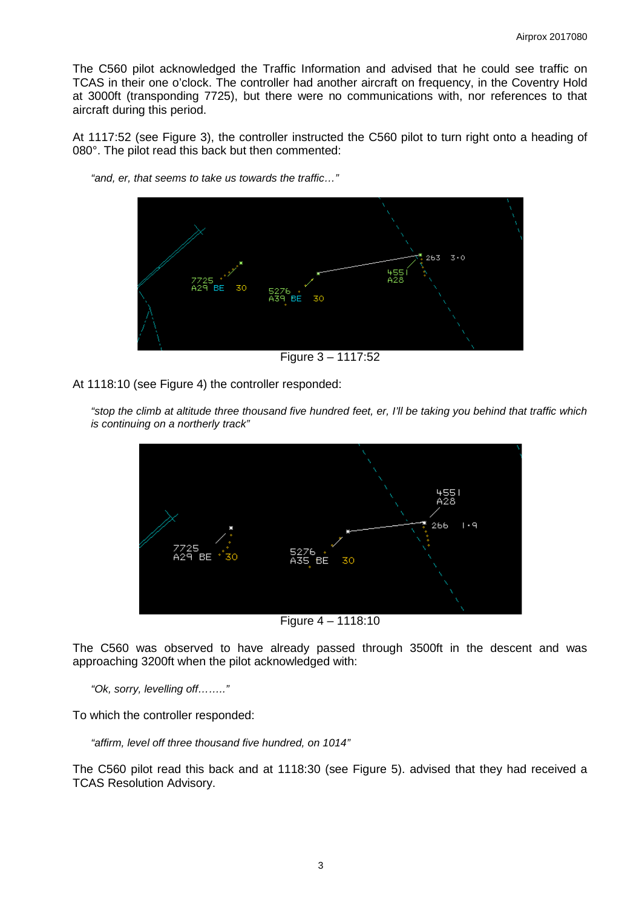The C560 pilot acknowledged the Traffic Information and advised that he could see traffic on TCAS in their one o'clock. The controller had another aircraft on frequency, in the Coventry Hold at 3000ft (transponding 7725), but there were no communications with, nor references to that aircraft during this period.

At 1117:52 (see Figure 3), the controller instructed the C560 pilot to turn right onto a heading of 080°. The pilot read this back but then commented:

> *"and, er, that seems to take us towards the traffic…"*

Figure 3 – 1117:52

At 1118:10 (see Figure 4) the controller responded:

> *"stop the climb at altitude three thousand five hundred feet, er, I'll be taking you behind that traffic which is continuing on a northerly track"*

Figure 4 – 1118:10

The C560 was observed to have already passed through 3500ft in the descent and was approaching 3200ft when the pilot acknowledged with:

> *"Ok, sorry, levelling off…….."*

To which the controller responded:

> *"affirm, level off three thousand five hundred, on 1014"*

The C560 pilot read this back and at 1118:30 (see Figure 5). advised that they had received a TCAS Resolution Advisory.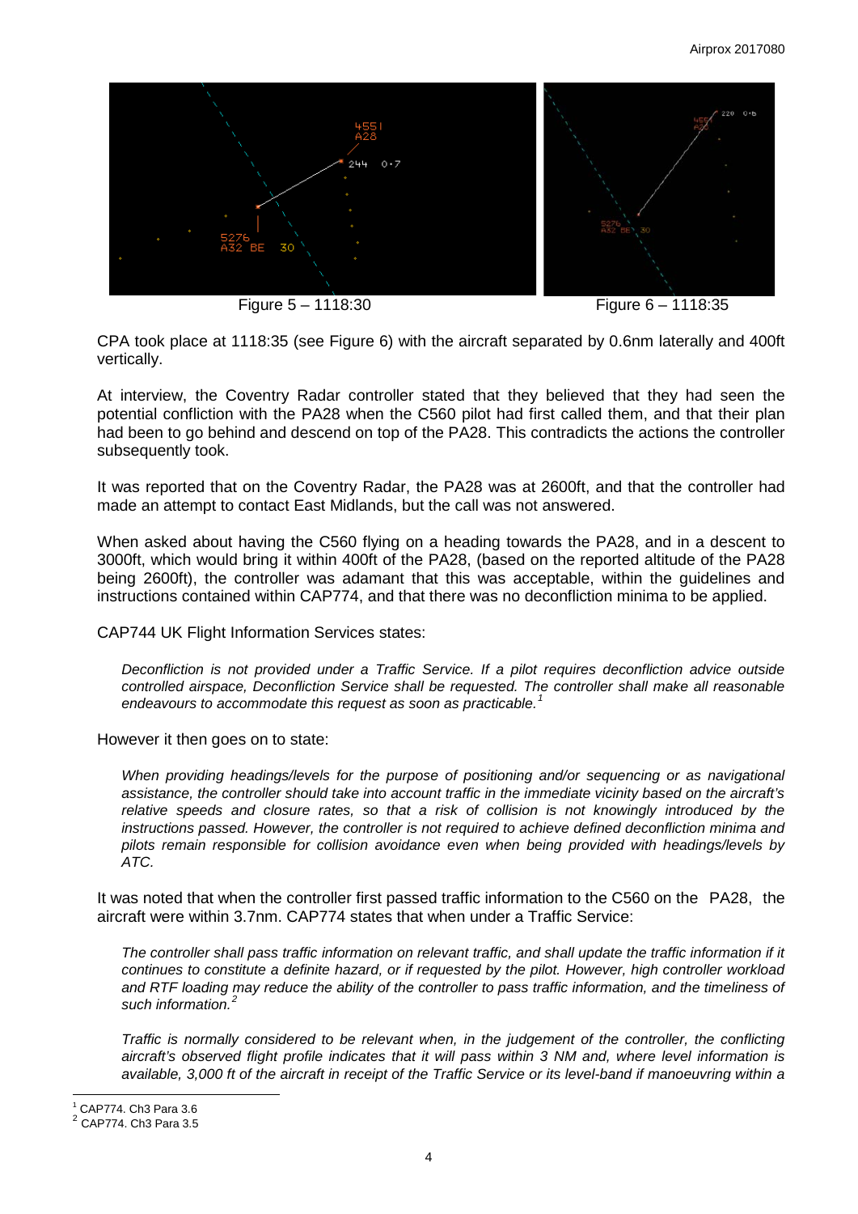Figure 5 – 1118:30

Figure 6 – 1118:35

CPA took place at 1118:35 (see Figure 6) with the aircraft separated by 0.6nm laterally and 400ft vertically.

At interview, the Coventry Radar controller stated that they believed that they had seen the potential confliction with the PA28 when the C560 pilot had first called them, and that their plan had been to go behind and descend on top of the PA28. This contradicts the actions the controller subsequently took.

It was reported that on the Coventry Radar, the PA28 was at 2600ft, and that the controller had made an attempt to contact East Midlands, but the call was not answered.

When asked about having the C560 flying on a heading towards the PA28, and in a descent to 3000ft, which would bring it within 400ft of the PA28, (based on the reported altitude of the PA28 being 2600ft), the controller was adamant that this was acceptable, within the guidelines and instructions contained within CAP774, and that there was no deconfliction minima to be applied.

CAP744 UK Flight Information Services states:

> *Deconfliction is not provided under a Traffic Service. If a pilot requires deconfliction advice outside controlled airspace, Deconfliction Service shall be requested. The controller shall make all reasonable endeavours to accommodate this request as soon as practicable.*[1]

However it then goes on to state:

> *When providing headings/levels for the purpose of positioning and/or sequencing or as navigational assistance, the controller should take into account traffic in the immediate vicinity based on the aircraft's relative speeds and closure rates, so that a risk of collision is not knowingly introduced by the instructions passed. However, the controller is not required to achieve defined deconfliction minima and pilots remain responsible for collision avoidance even when being provided with headings/levels by ATC.*

It was noted that when the controller first passed traffic information to the C560 on the PA28, the aircraft were within 3.7nm. CAP774 states that when under a Traffic Service:

> *The controller shall pass traffic information on relevant traffic, and shall update the traffic information if it continues to constitute a definite hazard, or if requested by the pilot. However, high controller workload and RTF loading may reduce the ability of the controller to pass traffic information, and the timeliness of such information.*[2]
>
> *Traffic is normally considered to be relevant when, in the judgement of the controller, the conflicting aircraft's observed flight profile indicates that it will pass within 3 NM and, where level information is available, 3,000 ft of the aircraft in receipt of the Traffic Service or its level-band if manoeuvring within a*

[1] CAP774. Ch3 Para 3.6

[2] CAP774. Ch3 Para 3.5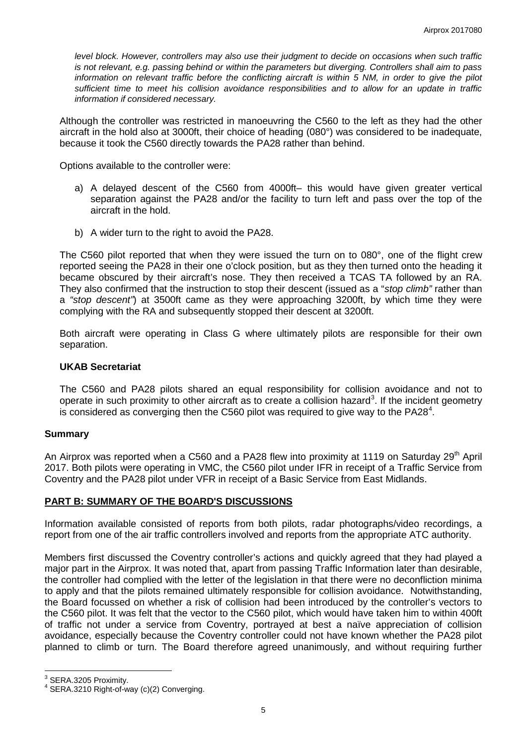*level block. However, controllers may also use their judgment to decide on occasions when such traffic is not relevant, e.g. passing behind or within the parameters but diverging. Controllers shall aim to pass information on relevant traffic before the conflicting aircraft is within 5 NM, in order to give the pilot sufficient time to meet his collision avoidance responsibilities and to allow for an update in traffic information if considered necessary.*

Although the controller was restricted in manoeuvring the C560 to the left as they had the other aircraft in the hold also at 3000ft, their choice of heading (080°) was considered to be inadequate, because it took the C560 directly towards the PA28 rather than behind.

Options available to the controller were:

a) A delayed descent of the C560 from 4000ft– this would have given greater vertical separation against the PA28 and/or the facility to turn left and pass over the top of the aircraft in the hold.

b) A wider turn to the right to avoid the PA28.

The C560 pilot reported that when they were issued the turn on to 080°, one of the flight crew reported seeing the PA28 in their one o'clock position, but as they then turned onto the heading it became obscured by their aircraft's nose. They then received a TCAS TA followed by an RA. They also confirmed that the instruction to stop their descent (issued as a "*stop climb"* rather than a *"stop descent"*) at 3500ft came as they were approaching 3200ft, by which time they were complying with the RA and subsequently stopped their descent at 3200ft.

Both aircraft were operating in Class G where ultimately pilots are responsible for their own separation.

### UKAB Secretariat

The C560 and PA28 pilots shared an equal responsibility for collision avoidance and not to operate in such proximity to other aircraft as to create a collision hazard[3]. If the incident geometry is considered as converging then the C560 pilot was required to give way to the PA28[4].

## Summary

An Airprox was reported when a C560 and a PA28 flew into proximity at 1119 on Saturday 29th April 2017. Both pilots were operating in VMC, the C560 pilot under IFR in receipt of a Traffic Service from Coventry and the PA28 pilot under VFR in receipt of a Basic Service from East Midlands.

## PART B: SUMMARY OF THE BOARD'S DISCUSSIONS

Information available consisted of reports from both pilots, radar photographs/video recordings, a report from one of the air traffic controllers involved and reports from the appropriate ATC authority.

Members first discussed the Coventry controller's actions and quickly agreed that they had played a major part in the Airprox. It was noted that, apart from passing Traffic Information later than desirable, the controller had complied with the letter of the legislation in that there were no deconfliction minima to apply and that the pilots remained ultimately responsible for collision avoidance. Notwithstanding, the Board focussed on whether a risk of collision had been introduced by the controller's vectors to the C560 pilot. It was felt that the vector to the C560 pilot, which would have taken him to within 400ft of traffic not under a service from Coventry, portrayed at best a naïve appreciation of collision avoidance, especially because the Coventry controller could not have known whether the PA28 pilot planned to climb or turn. The Board therefore agreed unanimously, and without requiring further

---

[3] SERA.3205 Proximity.

[4] SERA.3210 Right-of-way (c)(2) Converging.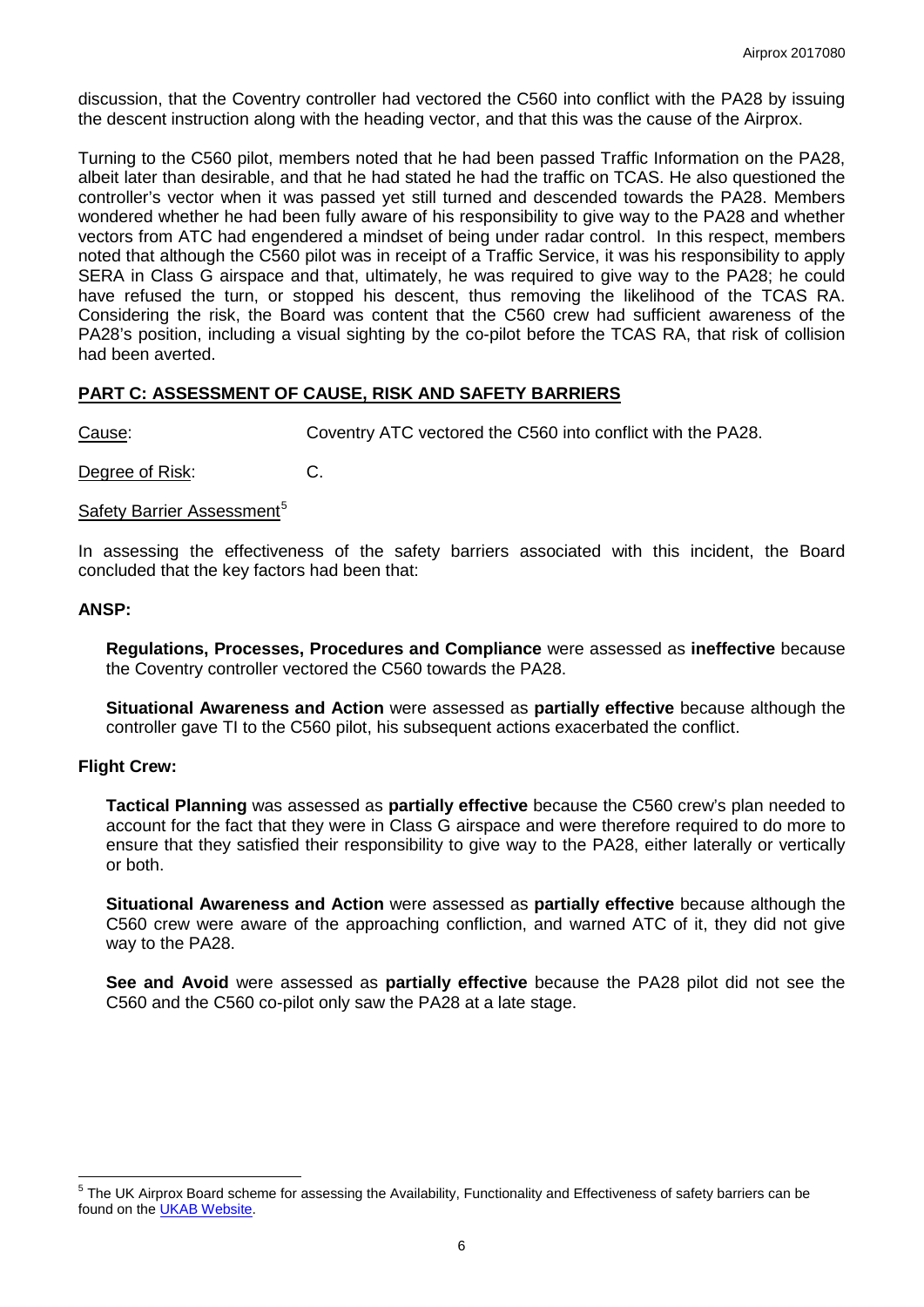discussion, that the Coventry controller had vectored the C560 into conflict with the PA28 by issuing the descent instruction along with the heading vector, and that this was the cause of the Airprox.

Turning to the C560 pilot, members noted that he had been passed Traffic Information on the PA28, albeit later than desirable, and that he had stated he had the traffic on TCAS. He also questioned the controller's vector when it was passed yet still turned and descended towards the PA28. Members wondered whether he had been fully aware of his responsibility to give way to the PA28 and whether vectors from ATC had engendered a mindset of being under radar control. In this respect, members noted that although the C560 pilot was in receipt of a Traffic Service, it was his responsibility to apply SERA in Class G airspace and that, ultimately, he was required to give way to the PA28; he could have refused the turn, or stopped his descent, thus removing the likelihood of the TCAS RA. Considering the risk, the Board was content that the C560 crew had sufficient awareness of the PA28's position, including a visual sighting by the co-pilot before the TCAS RA, that risk of collision had been averted.

## PART C: ASSESSMENT OF CAUSE, RISK AND SAFETY BARRIERS

Cause: Coventry ATC vectored the C560 into conflict with the PA28.

Degree of Risk: C.

Safety Barrier Assessment[5]

In assessing the effectiveness of the safety barriers associated with this incident, the Board concluded that the key factors had been that:

### ANSP:

**Regulations, Processes, Procedures and Compliance** were assessed as **ineffective** because the Coventry controller vectored the C560 towards the PA28.

**Situational Awareness and Action** were assessed as **partially effective** because although the controller gave TI to the C560 pilot, his subsequent actions exacerbated the conflict.

### Flight Crew:

**Tactical Planning** was assessed as **partially effective** because the C560 crew's plan needed to account for the fact that they were in Class G airspace and were therefore required to do more to ensure that they satisfied their responsibility to give way to the PA28, either laterally or vertically or both.

**Situational Awareness and Action** were assessed as **partially effective** because although the C560 crew were aware of the approaching confliction, and warned ATC of it, they did not give way to the PA28.

**See and Avoid** were assessed as **partially effective** because the PA28 pilot did not see the C560 and the C560 co-pilot only saw the PA28 at a late stage.

---

[5] The UK Airprox Board scheme for assessing the Availability, Functionality and Effectiveness of safety barriers can be found on the UKAB Website.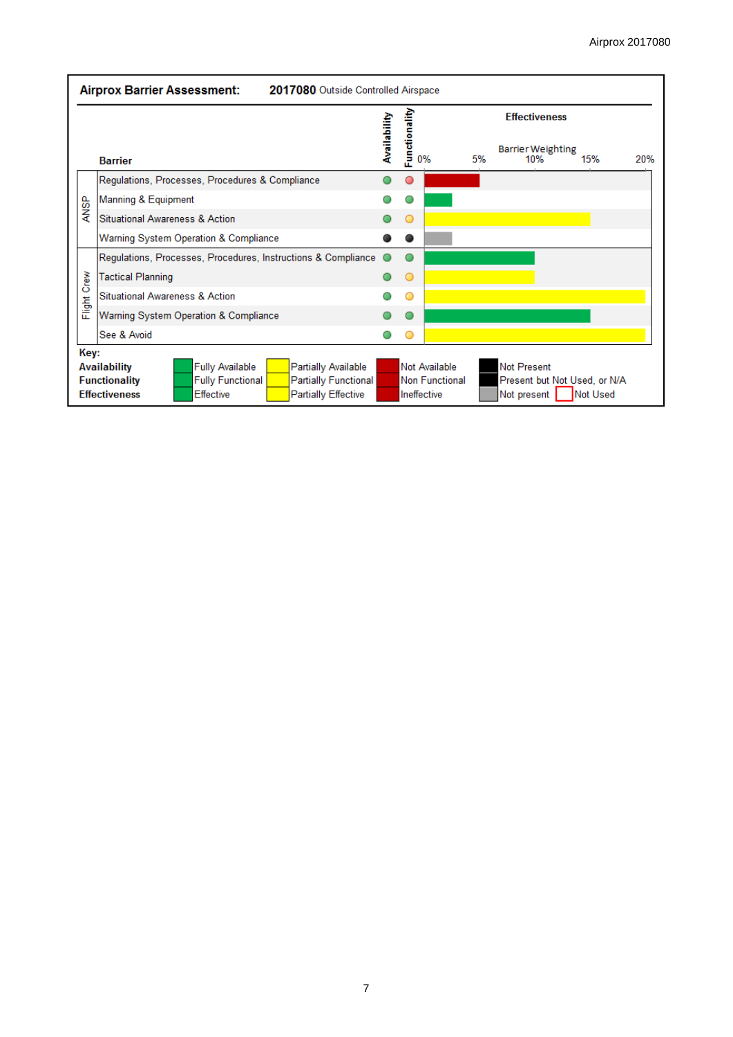**Airprox Barrier Assessment:** **2017080** Outside Controlled Airspace

Barrier

Availability

Functionality

Effectiveness

Barrier Weighting

0%

5%

10%

15%

20%

ANSP

Regulations, Processes, Procedures & Compliance

Manning & Equipment

Situational Awareness & Action

Warning System Operation & Compliance

Flight Crew

Regulations, Processes, Procedures, Instructions & Compliance

Tactical Planning

Situational Awareness & Action

Warning System Operation & Compliance

See & Avoid

**Key:**

**Availability** Fully Available Partially Available Not Available Not Present

**Functionality** Fully Functional Partially Functional Non Functional Present but Not Used, or N/A

**Effectiveness** Effective Partially Effective Ineffective Not present Not Used